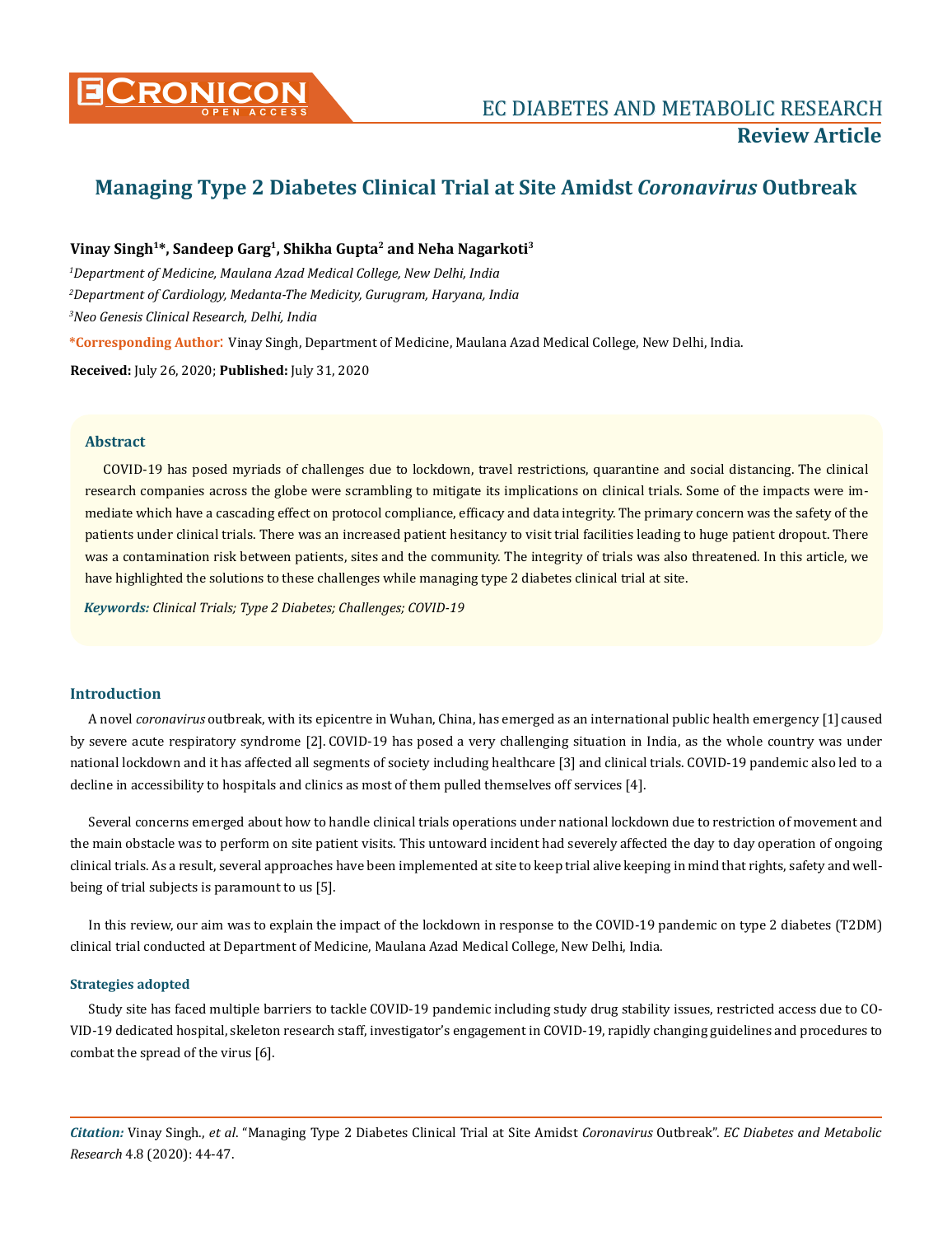# Managing Type 2 Diabetes Clinical Trial at Site Amidst *Coronavirus* Outbreak

**Vinay Singh[1]*, Sandeep Garg[1], Shikha Gupta[2] and Neha Nagarkoti[3]**

[1]*Department of Medicine, Maulana Azad Medical College, New Delhi, India*

[2]*Department of Cardiology, Medanta-The Medicity, Gurugram, Haryana, India*

[3]*Neo Genesis Clinical Research, Delhi, India*

**\*Corresponding Author:** Vinay Singh, Department of Medicine, Maulana Azad Medical College, New Delhi, India.

**Received:** July 26, 2020; **Published:** July 31, 2020

## Abstract

COVID-19 has posed myriads of challenges due to lockdown, travel restrictions, quarantine and social distancing. The clinical research companies across the globe were scrambling to mitigate its implications on clinical trials. Some of the impacts were immediate which have a cascading effect on protocol compliance, efficacy and data integrity. The primary concern was the safety of the patients under clinical trials. There was an increased patient hesitancy to visit trial facilities leading to huge patient dropout. There was a contamination risk between patients, sites and the community. The integrity of trials was also threatened. In this article, we have highlighted the solutions to these challenges while managing type 2 diabetes clinical trial at site.

***Keywords:*** *Clinical Trials; Type 2 Diabetes; Challenges; COVID-19*

## Introduction

A novel *coronavirus* outbreak, with its epicentre in Wuhan, China, has emerged as an international public health emergency [1] caused by severe acute respiratory syndrome [2]. COVID-19 has posed a very challenging situation in India, as the whole country was under national lockdown and it has affected all segments of society including healthcare [3] and clinical trials. COVID-19 pandemic also led to a decline in accessibility to hospitals and clinics as most of them pulled themselves off services [4].

Several concerns emerged about how to handle clinical trials operations under national lockdown due to restriction of movement and the main obstacle was to perform on site patient visits. This untoward incident had severely affected the day to day operation of ongoing clinical trials. As a result, several approaches have been implemented at site to keep trial alive keeping in mind that rights, safety and well-being of trial subjects is paramount to us [5].

In this review, our aim was to explain the impact of the lockdown in response to the COVID-19 pandemic on type 2 diabetes (T2DM) clinical trial conducted at Department of Medicine, Maulana Azad Medical College, New Delhi, India.

### Strategies adopted

Study site has faced multiple barriers to tackle COVID-19 pandemic including study drug stability issues, restricted access due to COVID-19 dedicated hospital, skeleton research staff, investigator's engagement in COVID-19, rapidly changing guidelines and procedures to combat the spread of the virus [6].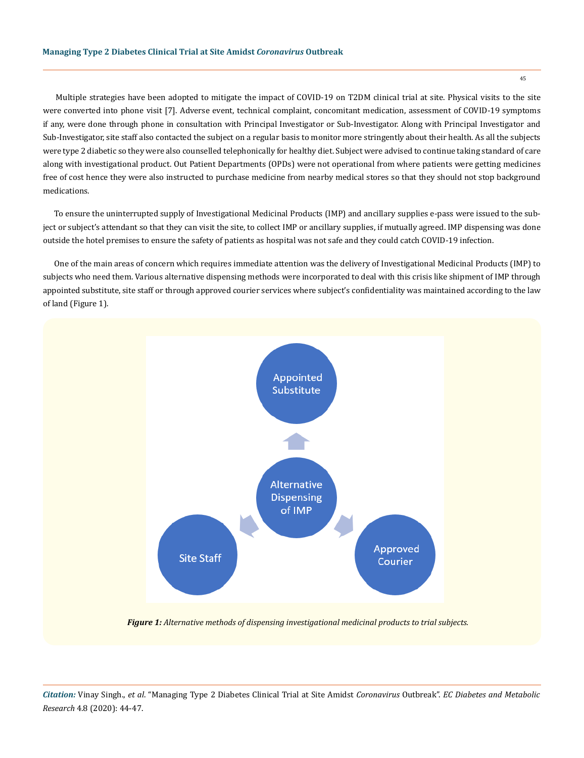Multiple strategies have been adopted to mitigate the impact of COVID-19 on T2DM clinical trial at site. Physical visits to the site were converted into phone visit [7]. Adverse event, technical complaint, concomitant medication, assessment of COVID-19 symptoms if any, were done through phone in consultation with Principal Investigator or Sub-Investigator. Along with Principal Investigator and Sub-Investigator, site staff also contacted the subject on a regular basis to monitor more stringently about their health. As all the subjects were type 2 diabetic so they were also counselled telephonically for healthy diet. Subject were advised to continue taking standard of care along with investigational product. Out Patient Departments (OPDs) were not operational from where patients were getting medicines free of cost hence they were also instructed to purchase medicine from nearby medical stores so that they should not stop background medications.

To ensure the uninterrupted supply of Investigational Medicinal Products (IMP) and ancillary supplies e-pass were issued to the subject or subject's attendant so that they can visit the site, to collect IMP or ancillary supplies, if mutually agreed. IMP dispensing was done outside the hotel premises to ensure the safety of patients as hospital was not safe and they could catch COVID-19 infection.

One of the main areas of concern which requires immediate attention was the delivery of Investigational Medicinal Products (IMP) to subjects who need them. Various alternative dispensing methods were incorporated to deal with this crisis like shipment of IMP through appointed substitute, site staff or through approved courier services where subject's confidentiality was maintained according to the law of land (Figure 1).

Appointed Substitute

Alternative Dispensing of IMP

Site Staff

Approved Courier

***Figure 1:*** *Alternative methods of dispensing investigational medicinal products to trial subjects.*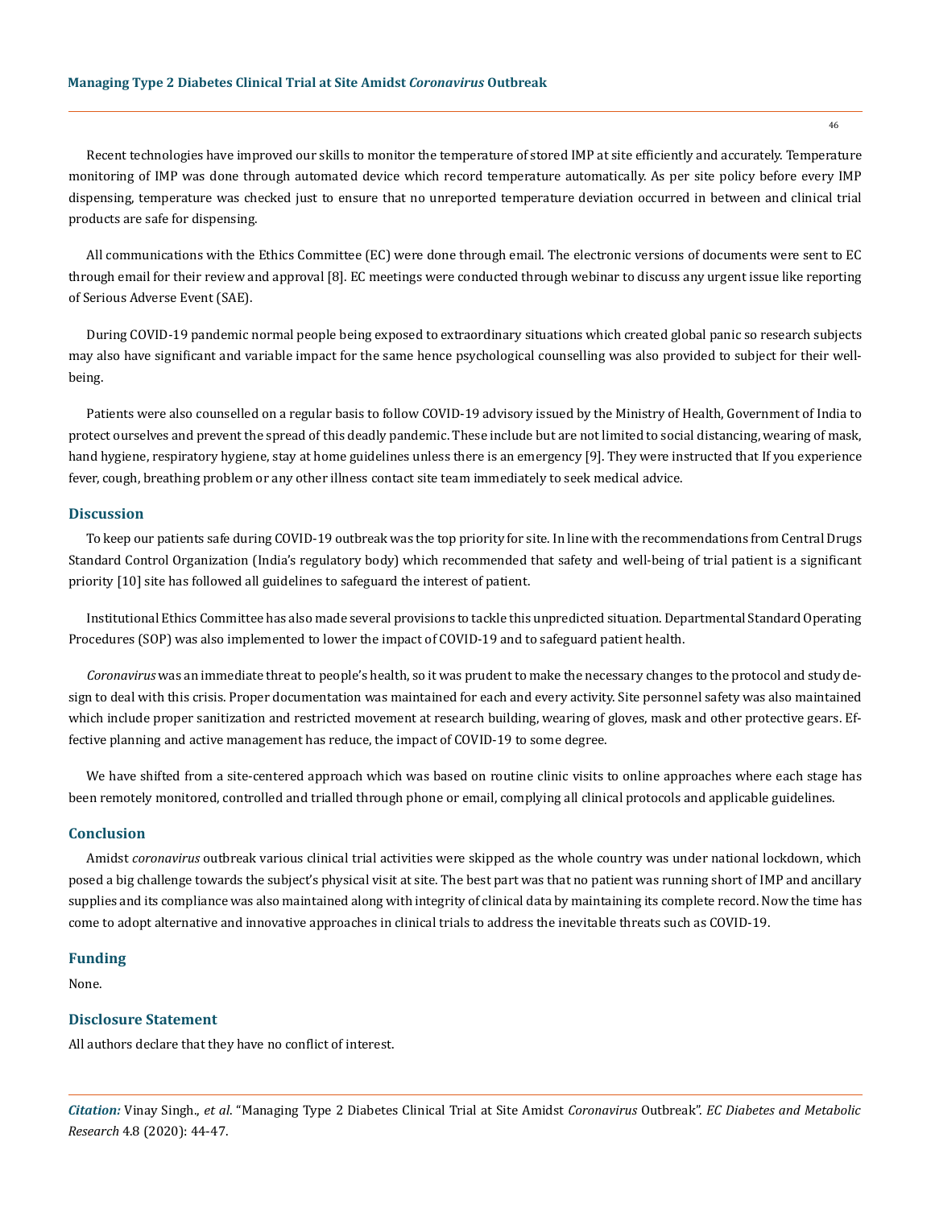Recent technologies have improved our skills to monitor the temperature of stored IMP at site efficiently and accurately. Temperature monitoring of IMP was done through automated device which record temperature automatically. As per site policy before every IMP dispensing, temperature was checked just to ensure that no unreported temperature deviation occurred in between and clinical trial products are safe for dispensing.

All communications with the Ethics Committee (EC) were done through email. The electronic versions of documents were sent to EC through email for their review and approval [8]. EC meetings were conducted through webinar to discuss any urgent issue like reporting of Serious Adverse Event (SAE).

During COVID-19 pandemic normal people being exposed to extraordinary situations which created global panic so research subjects may also have significant and variable impact for the same hence psychological counselling was also provided to subject for their well-being.

Patients were also counselled on a regular basis to follow COVID-19 advisory issued by the Ministry of Health, Government of India to protect ourselves and prevent the spread of this deadly pandemic. These include but are not limited to social distancing, wearing of mask, hand hygiene, respiratory hygiene, stay at home guidelines unless there is an emergency [9]. They were instructed that If you experience fever, cough, breathing problem or any other illness contact site team immediately to seek medical advice.

## Discussion

To keep our patients safe during COVID-19 outbreak was the top priority for site. In line with the recommendations from Central Drugs Standard Control Organization (India's regulatory body) which recommended that safety and well-being of trial patient is a significant priority [10] site has followed all guidelines to safeguard the interest of patient.

Institutional Ethics Committee has also made several provisions to tackle this unpredicted situation. Departmental Standard Operating Procedures (SOP) was also implemented to lower the impact of COVID-19 and to safeguard patient health.

*Coronavirus* was an immediate threat to people's health, so it was prudent to make the necessary changes to the protocol and study design to deal with this crisis. Proper documentation was maintained for each and every activity. Site personnel safety was also maintained which include proper sanitization and restricted movement at research building, wearing of gloves, mask and other protective gears. Effective planning and active management has reduce, the impact of COVID-19 to some degree.

We have shifted from a site-centered approach which was based on routine clinic visits to online approaches where each stage has been remotely monitored, controlled and trialled through phone or email, complying all clinical protocols and applicable guidelines.

## Conclusion

Amidst *coronavirus* outbreak various clinical trial activities were skipped as the whole country was under national lockdown, which posed a big challenge towards the subject's physical visit at site. The best part was that no patient was running short of IMP and ancillary supplies and its compliance was also maintained along with integrity of clinical data by maintaining its complete record. Now the time has come to adopt alternative and innovative approaches in clinical trials to address the inevitable threats such as COVID-19.

## Funding

None.

## Disclosure Statement

All authors declare that they have no conflict of interest.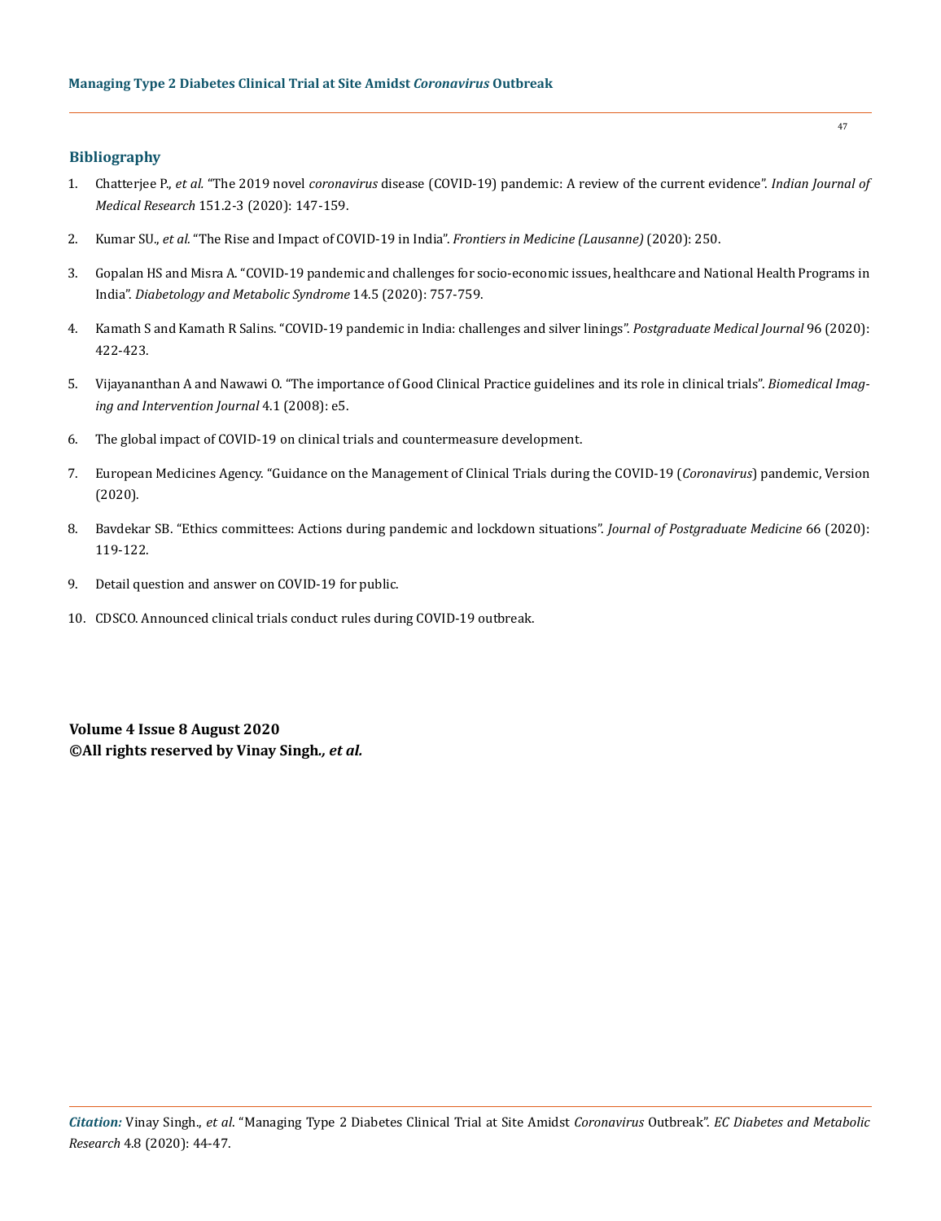## Bibliography

1. Chatterjee P., *et al.* "The 2019 novel *coronavirus* disease (COVID-19) pandemic: A review of the current evidence". *Indian Journal of Medical Research* 151.2-3 (2020): 147-159.
2. Kumar SU., *et al.* "The Rise and Impact of COVID-19 in India". *Frontiers in Medicine (Lausanne)* (2020): 250.
3. Gopalan HS and Misra A. "COVID-19 pandemic and challenges for socio-economic issues, healthcare and National Health Programs in India". *Diabetology and Metabolic Syndrome* 14.5 (2020): 757-759.
4. Kamath S and Kamath R Salins. "COVID-19 pandemic in India: challenges and silver linings". *Postgraduate Medical Journal* 96 (2020): 422-423.
5. Vijayananthan A and Nawawi O. "The importance of Good Clinical Practice guidelines and its role in clinical trials". *Biomedical Imaging and Intervention Journal* 4.1 (2008): e5.
6. The global impact of COVID-19 on clinical trials and countermeasure development.
7. European Medicines Agency. "Guidance on the Management of Clinical Trials during the COVID-19 (*Coronavirus*) pandemic, Version (2020).
8. Bavdekar SB. "Ethics committees: Actions during pandemic and lockdown situations". *Journal of Postgraduate Medicine* 66 (2020): 119-122.
9. Detail question and answer on COVID-19 for public.
10. CDSCO. Announced clinical trials conduct rules during COVID-19 outbreak.

**Volume 4 Issue 8 August 2020**
**©All rights reserved by Vinay Singh., *et al.***